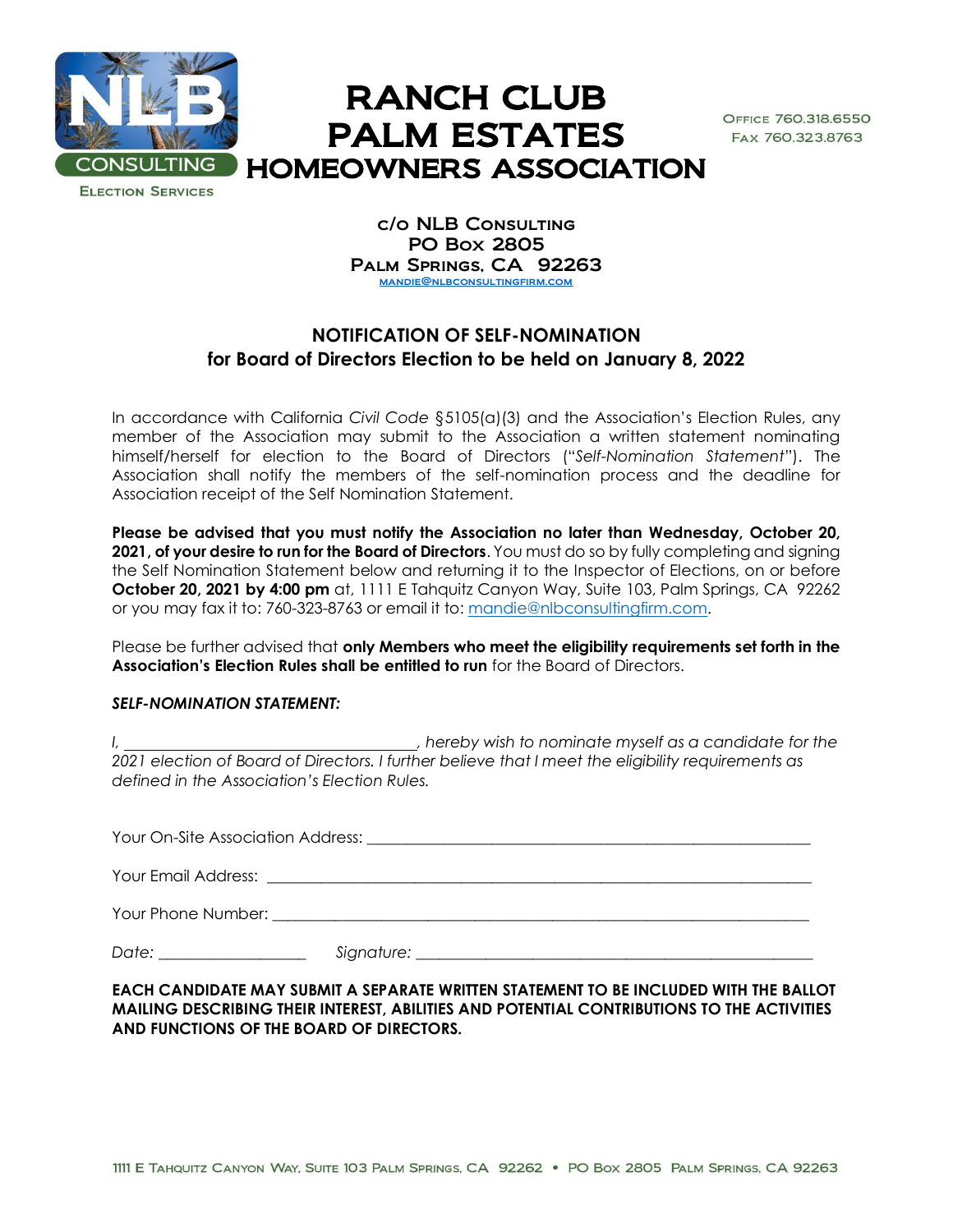NLB CONSULTING
ELECTION SERVICES

# RANCH CLUB PALM ESTATES HOMEOWNERS ASSOCIATION

OFFICE 760.318.6550
FAX 760.323.8763

c/o NLB CONSULTING
PO BOX 2805
PALM SPRINGS, CA 92263
MANDIE@NLBCONSULTINGFIRM.COM

## NOTIFICATION OF SELF-NOMINATION for Board of Directors Election to be held on January 8, 2022

In accordance with California *Civil Code* §5105(a)(3) and the Association's Election Rules, any member of the Association may submit to the Association a written statement nominating himself/herself for election to the Board of Directors ("*Self-Nomination Statement*"). The Association shall notify the members of the self-nomination process and the deadline for Association receipt of the Self Nomination Statement.

**Please be advised that you must notify the Association no later than Wednesday, October 20, 2021, of your desire to run for the Board of Directors**. You must do so by fully completing and signing the Self Nomination Statement below and returning it to the Inspector of Elections, on or before **October 20, 2021 by 4:00 pm** at, 1111 E Tahquitz Canyon Way, Suite 103, Palm Springs, CA 92262 or you may fax it to: 760-323-8763 or email it to: mandie@nlbconsultingfirm.com.

Please be further advised that **only Members who meet the eligibility requirements set forth in the Association's Election Rules shall be entitled to run** for the Board of Directors.

***SELF-NOMINATION STATEMENT:***

*I, ____________________________________, hereby wish to nominate myself as a candidate for the 2021 election of Board of Directors. I further believe that I meet the eligibility requirements as defined in the Association's Election Rules.*

Your On-Site Association Address: ____________________________________________________________

Your Email Address: ____________________________________________________________

Your Phone Number: ____________________________________________________________

*Date:* __________________ *Signature:* ____________________________________________________

**EACH CANDIDATE MAY SUBMIT A SEPARATE WRITTEN STATEMENT TO BE INCLUDED WITH THE BALLOT MAILING DESCRIBING THEIR INTEREST, ABILITIES AND POTENTIAL CONTRIBUTIONS TO THE ACTIVITIES AND FUNCTIONS OF THE BOARD OF DIRECTORS.**

1111 E TAHQUITZ CANYON WAY, SUITE 103 PALM SPRINGS, CA 92262 • PO BOX 2805 PALM SPRINGS, CA 92263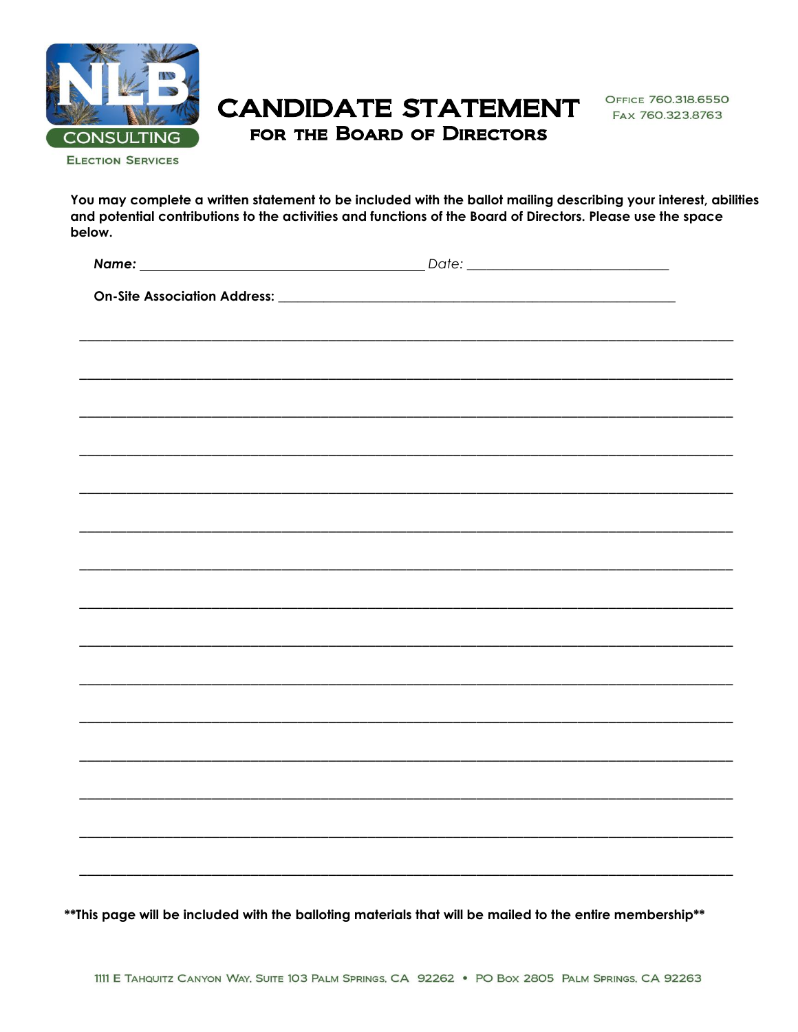NLB CONSULTING

ELECTION SERVICES

# CANDIDATE STATEMENT

## FOR THE BOARD OF DIRECTORS

OFFICE 760.318.6550
FAX 760.323.8763

**You may complete a written statement to be included with the ballot mailing describing your interest, abilities and potential contributions to the activities and functions of the Board of Directors. Please use the space below.**

***Name:*** ________________________________ *Date:* ______________________

**On-Site Association Address:** ____________________________________________

_____________________________________________________________________________

_____________________________________________________________________________

_____________________________________________________________________________

_____________________________________________________________________________

_____________________________________________________________________________

_____________________________________________________________________________

_____________________________________________________________________________

_____________________________________________________________________________

_____________________________________________________________________________

_____________________________________________________________________________

_____________________________________________________________________________

_____________________________________________________________________________

_____________________________________________________________________________

_____________________________________________________________________________

_____________________________________________________________________________

**\*\*This page will be included with the balloting materials that will be mailed to the entire membership\*\***

1111 E TAHQUITZ CANYON WAY, SUITE 103 PALM SPRINGS, CA 92262 • PO BOX 2805 PALM SPRINGS, CA 92263